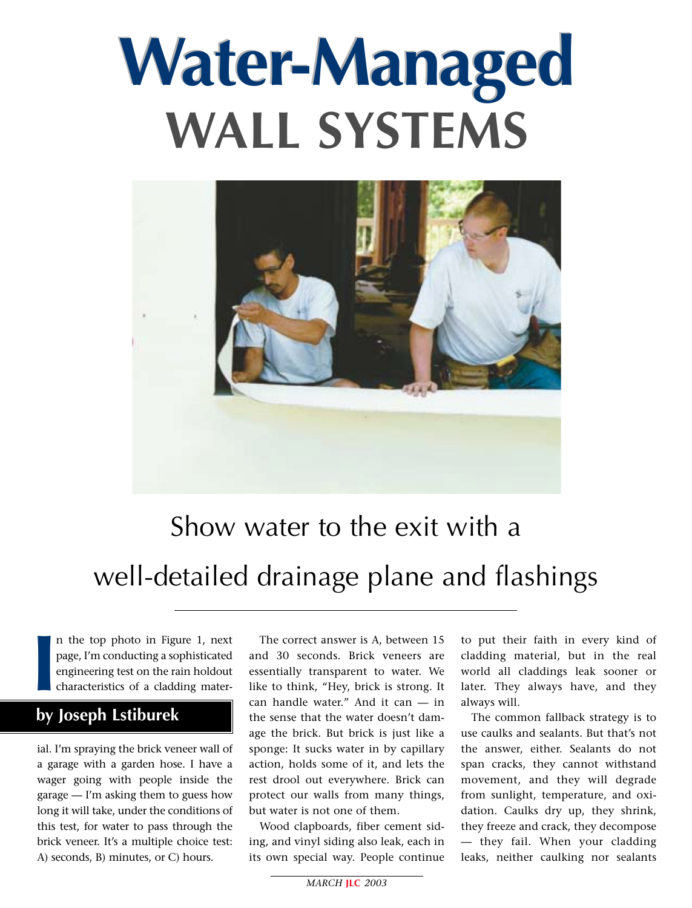# Water-Managed WALL SYSTEMS

## Show water to the exit with a well-detailed drainage plane and flashings

**by Joseph Lstiburek**

In the top photo in Figure 1, next page, I'm conducting a sophisticated engineering test on the rain holdout characteristics of a cladding material. I'm spraying the brick veneer wall of a garage with a garden hose. I have a wager going with people inside the garage — I'm asking them to guess how long it will take, under the conditions of this test, for water to pass through the brick veneer. It's a multiple choice test: A) seconds, B) minutes, or C) hours.

The correct answer is A, between 15 and 30 seconds. Brick veneers are essentially transparent to water. We like to think, "Hey, brick is strong. It can handle water." And it can — in the sense that the water doesn't damage the brick. But brick is just like a sponge: It sucks water in by capillary action, holds some of it, and lets the rest drool out everywhere. Brick can protect our walls from many things, but water is not one of them.

Wood clapboards, fiber cement siding, and vinyl siding also leak, each in its own special way. People continue to put their faith in every kind of cladding material, but in the real world all claddings leak sooner or later. They always have, and they always will.

The common fallback strategy is to use caulks and sealants. But that's not the answer, either. Sealants do not span cracks, they cannot withstand movement, and they will degrade from sunlight, temperature, and oxidation. Caulks dry up, they shrink, they freeze and crack, they decompose — they fail. When your cladding leaks, neither caulking nor sealants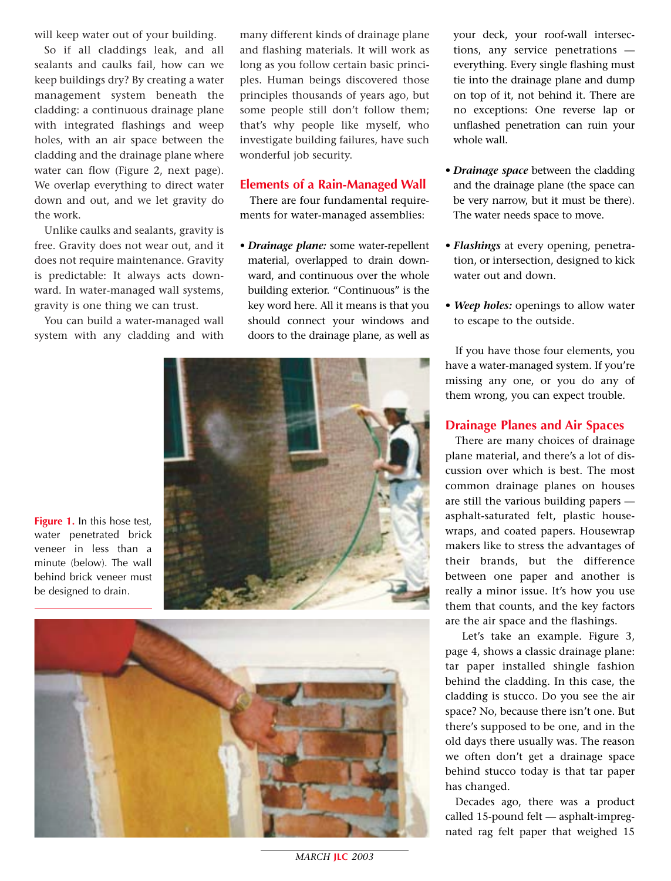will keep water out of your building.

So if all claddings leak, and all sealants and caulks fail, how can we keep buildings dry? By creating a water management system beneath the cladding: a continuous drainage plane with integrated flashings and weep holes, with an air space between the cladding and the drainage plane where water can flow (Figure 2, next page). We overlap everything to direct water down and out, and we let gravity do the work.

Unlike caulks and sealants, gravity is free. Gravity does not wear out, and it does not require maintenance. Gravity is predictable: It always acts downward. In water-managed wall systems, gravity is one thing we can trust.

You can build a water-managed wall system with any cladding and with many different kinds of drainage plane and flashing materials. It will work as long as you follow certain basic principles. Human beings discovered those principles thousands of years ago, but some people still don't follow them; that's why people like myself, who investigate building failures, have such wonderful job security.

## Elements of a Rain-Managed Wall

There are four fundamental requirements for water-managed assemblies:

- ***Drainage plane:*** some water-repellent material, overlapped to drain downward, and continuous over the whole building exterior. "Continuous" is the key word here. All it means is that you should connect your windows and doors to the drainage plane, as well as your deck, your roof-wall intersections, any service penetrations — everything. Every single flashing must tie into the drainage plane and dump on top of it, not behind it. There are no exceptions: One reverse lap or unflashed penetration can ruin your whole wall.
- ***Drainage space*** between the cladding and the drainage plane (the space can be very narrow, but it must be there). The water needs space to move.
- ***Flashings*** at every opening, penetration, or intersection, designed to kick water out and down.
- ***Weep holes:*** openings to allow water to escape to the outside.

If you have those four elements, you have a water-managed system. If you're missing any one, or you do any of them wrong, you can expect trouble.

**Figure 1.** In this hose test, water penetrated brick veneer in less than a minute (below). The wall behind brick veneer must be designed to drain.

## Drainage Planes and Air Spaces

There are many choices of drainage plane material, and there's a lot of discussion over which is best. The most common drainage planes on houses are still the various building papers — asphalt-saturated felt, plastic housewraps, and coated papers. Housewrap makers like to stress the advantages of their brands, but the difference between one paper and another is really a minor issue. It's how you use them that counts, and the key factors are the air space and the flashings.

Let's take an example. Figure 3, page 4, shows a classic drainage plane: tar paper installed shingle fashion behind the cladding. In this case, the cladding is stucco. Do you see the air space? No, because there isn't one. But there's supposed to be one, and in the old days there usually was. The reason we often don't get a drainage space behind stucco today is that tar paper has changed.

Decades ago, there was a product called 15-pound felt — asphalt-impregnated rag felt paper that weighed 15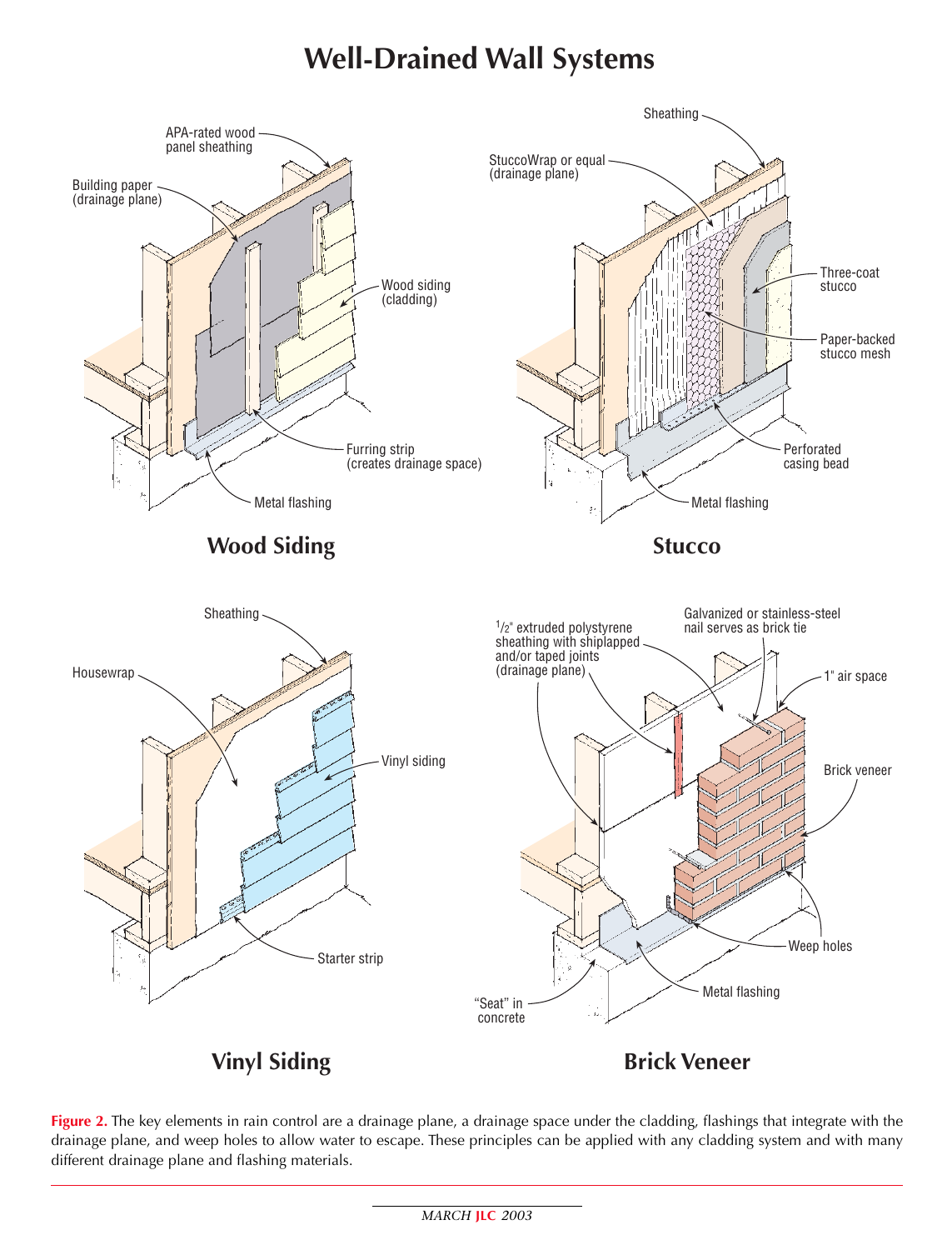# Well-Drained Wall Systems

APA-rated wood panel sheathing

Building paper (drainage plane)

Wood siding (cladding)

Furring strip (creates drainage space)

Metal flashing

**Wood Siding**

Sheathing

StuccoWrap or equal (drainage plane)

Three-coat stucco

Paper-backed stucco mesh

Perforated casing bead

Metal flashing

**Stucco**

Sheathing

Housewrap

Vinyl siding

Starter strip

**Vinyl Siding**

1/2" extruded polystyrene sheathing with shiplapped and/or taped joints (drainage plane)

Galvanized or stainless-steel nail serves as brick tie

1" air space

Brick veneer

Weep holes

Metal flashing

"Seat" in concrete

**Brick Veneer**

**Figure 2.** The key elements in rain control are a drainage plane, a drainage space under the cladding, flashings that integrate with the drainage plane, and weep holes to allow water to escape. These principles can be applied with any cladding system and with many different drainage plane and flashing materials.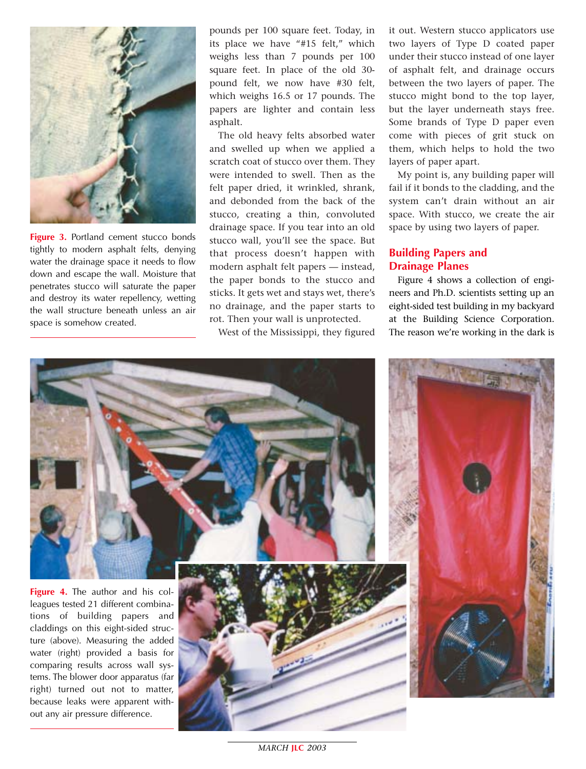Figure 3. Portland cement stucco bonds tightly to modern asphalt felts, denying water the drainage space it needs to flow down and escape the wall. Moisture that penetrates stucco will saturate the paper and destroy its water repellency, wetting the wall structure beneath unless an air space is somehow created.

pounds per 100 square feet. Today, in its place we have "#15 felt," which weighs less than 7 pounds per 100 square feet. In place of the old 30-pound felt, we now have #30 felt, which weighs 16.5 or 17 pounds. The papers are lighter and contain less asphalt.

The old heavy felts absorbed water and swelled up when we applied a scratch coat of stucco over them. They were intended to swell. Then as the felt paper dried, it wrinkled, shrank, and debonded from the back of the stucco, creating a thin, convoluted drainage space. If you tear into an old stucco wall, you'll see the space. But that process doesn't happen with modern asphalt felt papers — instead, the paper bonds to the stucco and sticks. It gets wet and stays wet, there's no drainage, and the paper starts to rot. Then your wall is unprotected.

West of the Mississippi, they figured it out. Western stucco applicators use two layers of Type D coated paper under their stucco instead of one layer of asphalt felt, and drainage occurs between the two layers of paper. The stucco might bond to the top layer, but the layer underneath stays free. Some brands of Type D paper even come with pieces of grit stuck on them, which helps to hold the two layers of paper apart.

My point is, any building paper will fail if it bonds to the cladding, and the system can't drain without an air space. With stucco, we create the air space by using two layers of paper.

## Building Papers and Drainage Planes

Figure 4 shows a collection of engineers and Ph.D. scientists setting up an eight-sided test building in my backyard at the Building Science Corporation. The reason we're working in the dark is

Figure 4. The author and his colleagues tested 21 different combinations of building papers and claddings on this eight-sided structure (above). Measuring the added water (right) provided a basis for comparing results across wall systems. The blower door apparatus (far right) turned out not to matter, because leaks were apparent without any air pressure difference.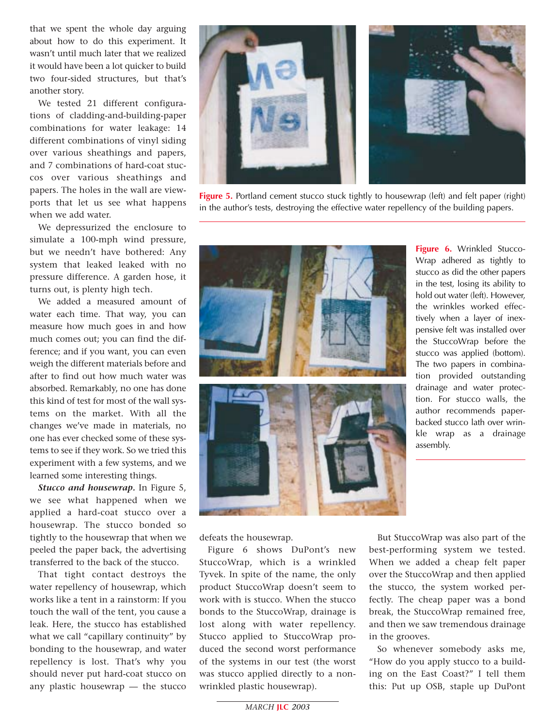that we spent the whole day arguing about how to do this experiment. It wasn't until much later that we realized it would have been a lot quicker to build two four-sided structures, but that's another story.

We tested 21 different configurations of cladding-and-building-paper combinations for water leakage: 14 different combinations of vinyl siding over various sheathings and papers, and 7 combinations of hard-coat stuccos over various sheathings and papers. The holes in the wall are viewports that let us see what happens when we add water.

We depressurized the enclosure to simulate a 100-mph wind pressure, but we needn't have bothered: Any system that leaked leaked with no pressure difference. A garden hose, it turns out, is plenty high tech.

We added a measured amount of water each time. That way, you can measure how much goes in and how much comes out; you can find the difference; and if you want, you can even weigh the different materials before and after to find out how much water was absorbed. Remarkably, no one has done this kind of test for most of the wall systems on the market. With all the changes we've made in materials, no one has ever checked some of these systems to see if they work. So we tried this experiment with a few systems, and we learned some interesting things.

***Stucco and housewrap.*** In Figure 5, we see what happened when we applied a hard-coat stucco over a housewrap. The stucco bonded so tightly to the housewrap that when we peeled the paper back, the advertising transferred to the back of the stucco.

**Figure 5.** Portland cement stucco stuck tightly to housewrap (left) and felt paper (right) in the author's tests, destroying the effective water repellency of the building papers.

That tight contact destroys the water repellency of housewrap, which works like a tent in a rainstorm: If you touch the wall of the tent, you cause a leak. Here, the stucco has established what we call "capillary continuity" by bonding to the housewrap, and water repellency is lost. That's why you should never put hard-coat stucco on any plastic housewrap — the stucco defeats the housewrap.

**Figure 6.** Wrinkled StuccoWrap adhered as tightly to stucco as did the other papers in the test, losing its ability to hold out water (left). However, the wrinkles worked effectively when a layer of inexpensive felt was installed over the StuccoWrap before the stucco was applied (bottom). The two papers in combination provided outstanding drainage and water protection. For stucco walls, the author recommends paper-backed stucco lath over wrinkle wrap as a drainage assembly.

Figure 6 shows DuPont's new StuccoWrap, which is a wrinkled Tyvek. In spite of the name, the only product StuccoWrap doesn't seem to work with is stucco. When the stucco bonds to the StuccoWrap, drainage is lost along with water repellency. Stucco applied to StuccoWrap produced the second worst performance of the systems in our test (the worst was stucco applied directly to a non-wrinkled plastic housewrap).

But StuccoWrap was also part of the best-performing system we tested. When we added a cheap felt paper over the StuccoWrap and then applied the stucco, the system worked perfectly. The cheap paper was a bond break, the StuccoWrap remained free, and then we saw tremendous drainage in the grooves.

So whenever somebody asks me, "How do you apply stucco to a building on the East Coast?" I tell them this: Put up OSB, staple up DuPont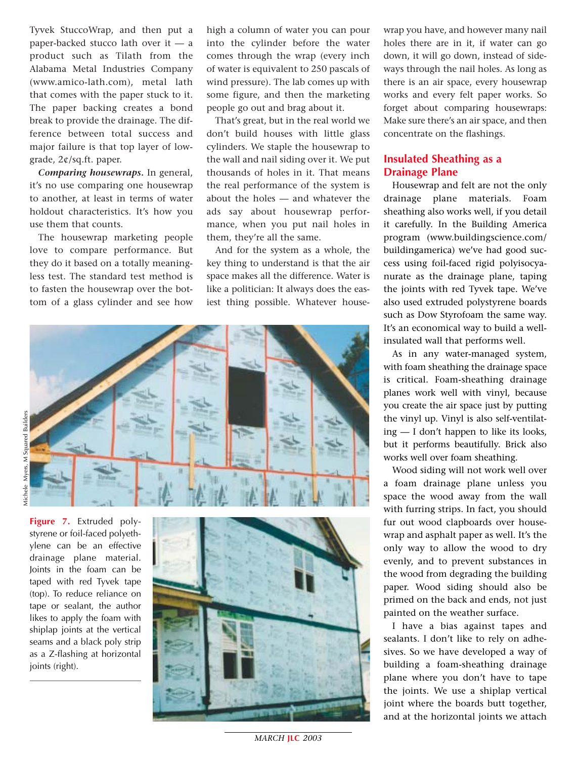Tyvek StuccoWrap, and then put a paper-backed stucco lath over it — a product such as Tilath from the Alabama Metal Industries Company (www.amico-lath.com), metal lath that comes with the paper stuck to it. The paper backing creates a bond break to provide the drainage. The difference between total success and major failure is that top layer of low-grade, 2¢/sq.ft. paper.

***Comparing housewraps.*** In general, it's no use comparing one housewrap to another, at least in terms of water holdout characteristics. It's how you use them that counts.

The housewrap marketing people love to compare performance. But they do it based on a totally meaningless test. The standard test method is to fasten the housewrap over the bottom of a glass cylinder and see how high a column of water you can pour into the cylinder before the water comes through the wrap (every inch of water is equivalent to 250 pascals of wind pressure). The lab comes up with some figure, and then the marketing people go out and brag about it.

That's great, but in the real world we don't build houses with little glass cylinders. We staple the housewrap to the wall and nail siding over it. We put thousands of holes in it. That means the real performance of the system is about the holes — and whatever the ads say about housewrap performance, when you put nail holes in them, they're all the same.

And for the system as a whole, the key thing to understand is that the air space makes all the difference. Water is like a politician: It always does the easiest thing possible. Whatever housewrap you have, and however many nail holes there are in it, if water can go down, it will go down, instead of sideways through the nail holes. As long as there is an air space, every housewrap works and every felt paper works. So forget about comparing housewraps: Make sure there's an air space, and then concentrate on the flashings.

## Insulated Sheathing as a Drainage Plane

Housewrap and felt are not the only drainage plane materials. Foam sheathing also works well, if you detail it carefully. In the Building America program (www.buildingscience.com/buildingamerica) we've had good success using foil-faced rigid polyisocyanurate as the drainage plane, taping the joints with red Tyvek tape. We've also used extruded polystyrene boards such as Dow Styrofoam the same way. It's an economical way to build a well-insulated wall that performs well.

As in any water-managed system, with foam sheathing the drainage space is critical. Foam-sheathing drainage planes work well with vinyl, because you create the air space just by putting the vinyl up. Vinyl is also self-ventilating — I don't happen to like its looks, but it performs beautifully. Brick also works well over foam sheathing.

Wood siding will not work well over a foam drainage plane unless you space the wood away from the wall with furring strips. In fact, you should fur out wood clapboards over housewrap and asphalt paper as well. It's the only way to allow the wood to dry evenly, and to prevent substances in the wood from degrading the building paper. Wood siding should also be primed on the back and ends, not just painted on the weather surface.

I have a bias against tapes and sealants. I don't like to rely on adhesives. So we have developed a way of building a foam-sheathing drainage plane where you don't have to tape the joints. We use a shiplap vertical joint where the boards butt together, and at the horizontal joints we attach

Michele Myers, M Squared Builders

**Figure 7.** Extruded polystyrene or foil-faced polyethylene can be an effective drainage plane material. Joints in the foam can be taped with red Tyvek tape (top). To reduce reliance on tape or sealant, the author likes to apply the foam with shiplap joints at the vertical seams and a black poly strip as a Z-flashing at horizontal joints (right).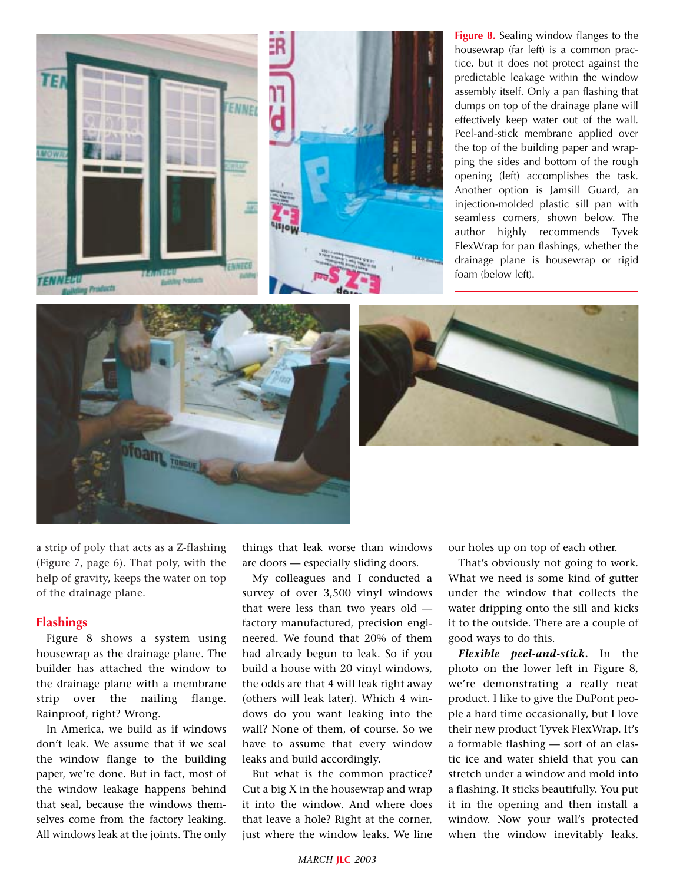**Figure 8.** Sealing window flanges to the housewrap (far left) is a common practice, but it does not protect against the predictable leakage within the window assembly itself. Only a pan flashing that dumps on top of the drainage plane will effectively keep water out of the wall. Peel-and-stick membrane applied over the top of the building paper and wrapping the sides and bottom of the rough opening (left) accomplishes the task. Another option is Jamsill Guard, an injection-molded plastic sill pan with seamless corners, shown below. The author highly recommends Tyvek FlexWrap for pan flashings, whether the drainage plane is housewrap or rigid foam (below left).

a strip of poly that acts as a Z-flashing (Figure 7, page 6). That poly, with the help of gravity, keeps the water on top of the drainage plane.

## Flashings

Figure 8 shows a system using housewrap as the drainage plane. The builder has attached the window to the drainage plane with a membrane strip over the nailing flange. Rainproof, right? Wrong.

In America, we build as if windows don't leak. We assume that if we seal the window flange to the building paper, we're done. But in fact, most of the window leakage happens behind that seal, because the windows themselves come from the factory leaking. All windows leak at the joints. The only things that leak worse than windows are doors — especially sliding doors.

My colleagues and I conducted a survey of over 3,500 vinyl windows that were less than two years old — factory manufactured, precision engineered. We found that 20% of them had already begun to leak. So if you build a house with 20 vinyl windows, the odds are that 4 will leak right away (others will leak later). Which 4 windows do you want leaking into the wall? None of them, of course. So we have to assume that every window leaks and build accordingly.

But what is the common practice? Cut a big X in the housewrap and wrap it into the window. And where does that leave a hole? Right at the corner, just where the window leaks. We line our holes up on top of each other.

That's obviously not going to work. What we need is some kind of gutter under the window that collects the water dripping onto the sill and kicks it to the outside. There are a couple of good ways to do this.

***Flexible peel-and-stick.*** In the photo on the lower left in Figure 8, we're demonstrating a really neat product. I like to give the DuPont people a hard time occasionally, but I love their new product Tyvek FlexWrap. It's a formable flashing — sort of an elastic ice and water shield that you can stretch under a window and mold into a flashing. It sticks beautifully. You put it in the opening and then install a window. Now your wall's protected when the window inevitably leaks.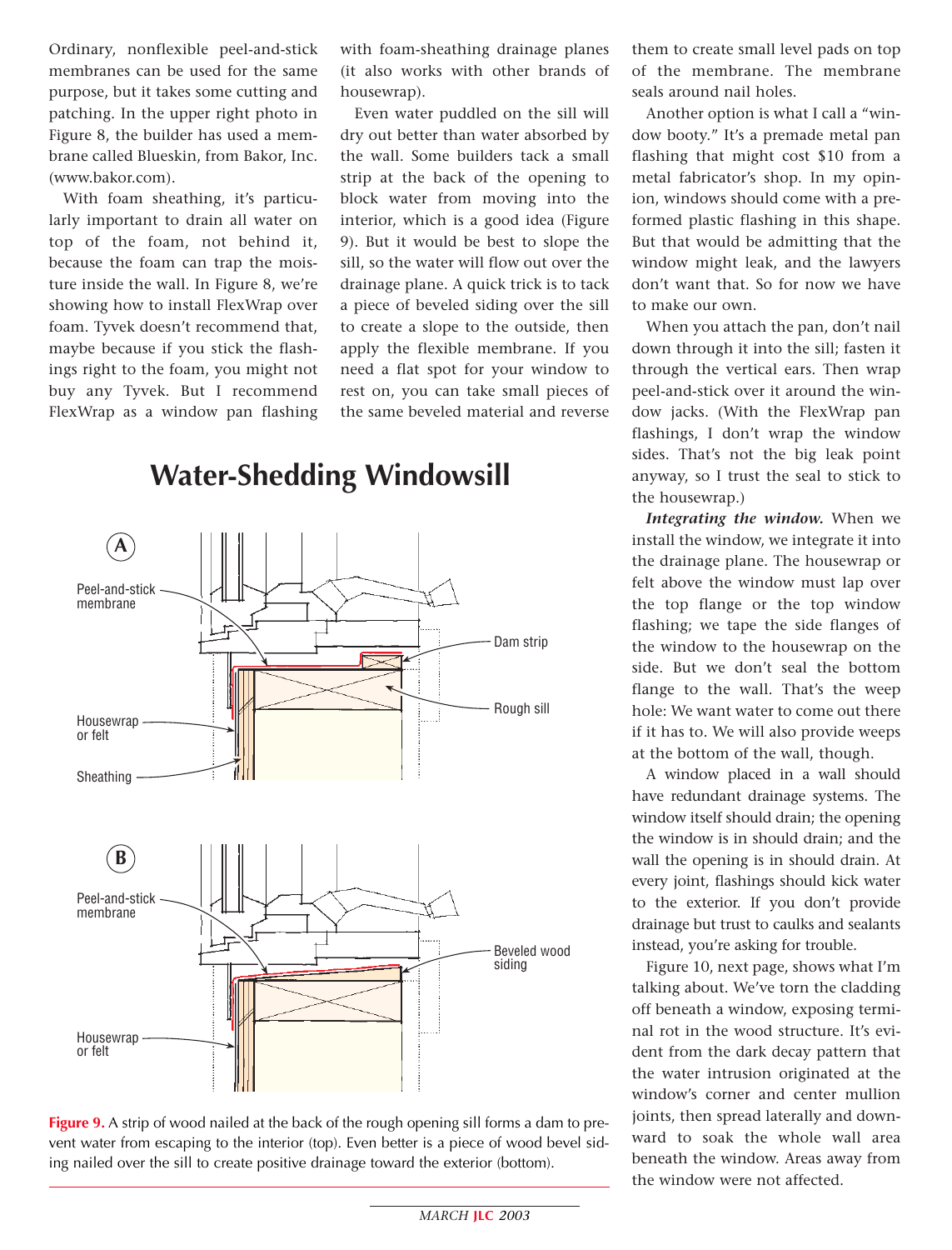Ordinary, nonflexible peel-and-stick membranes can be used for the same purpose, but it takes some cutting and patching. In the upper right photo in Figure 8, the builder has used a membrane called Blueskin, from Bakor, Inc. (www.bakor.com).

With foam sheathing, it's particularly important to drain all water on top of the foam, not behind it, because the foam can trap the moisture inside the wall. In Figure 8, we're showing how to install FlexWrap over foam. Tyvek doesn't recommend that, maybe because if you stick the flashings right to the foam, you might not buy any Tyvek. But I recommend FlexWrap as a window pan flashing with foam-sheathing drainage planes (it also works with other brands of housewrap).

Even water puddled on the sill will dry out better than water absorbed by the wall. Some builders tack a small strip at the back of the opening to block water from moving into the interior, which is a good idea (Figure 9). But it would be best to slope the sill, so the water will flow out over the drainage plane. A quick trick is to tack a piece of beveled siding over the sill to create a slope to the outside, then apply the flexible membrane. If you need a flat spot for your window to rest on, you can take small pieces of the same beveled material and reverse them to create small level pads on top of the membrane. The membrane seals around nail holes.

Another option is what I call a "window booty." It's a premade metal pan flashing that might cost $10 from a metal fabricator's shop. In my opinion, windows should come with a preformed plastic flashing in this shape. But that would be admitting that the window might leak, and the lawyers don't want that. So for now we have to make our own.

When you attach the pan, don't nail down through it into the sill; fasten it through the vertical ears. Then wrap peel-and-stick over it around the window jacks. (With the FlexWrap pan flashings, I don't wrap the window sides. That's not the big leak point anyway, so I trust the seal to stick to the housewrap.)

***Integrating the window.*** When we install the window, we integrate it into the drainage plane. The housewrap or felt above the window must lap over the top flange or the top window flashing; we tape the side flanges of the window to the housewrap on the side. But we don't seal the bottom flange to the wall. That's the weep hole: We want water to come out there if it has to. We will also provide weeps at the bottom of the wall, though.

A window placed in a wall should have redundant drainage systems. The window itself should drain; the opening the window is in should drain; and the wall the opening is in should drain. At every joint, flashings should kick water to the exterior. If you don't provide drainage but trust to caulks and sealants instead, you're asking for trouble.

Figure 10, next page, shows what I'm talking about. We've torn the cladding off beneath a window, exposing terminal rot in the wood structure. It's evident from the dark decay pattern that the water intrusion originated at the window's corner and center mullion joints, then spread laterally and downward to soak the whole wall area beneath the window. Areas away from the window were not affected.

## Water-Shedding Windowsill

A — Peel-and-stick membrane; Dam strip; Rough sill; Housewrap or felt; Sheathing

B — Peel-and-stick membrane; Beveled wood siding; Housewrap or felt

**Figure 9.** A strip of wood nailed at the back of the rough opening sill forms a dam to prevent water from escaping to the interior (top). Even better is a piece of wood bevel siding nailed over the sill to create positive drainage toward the exterior (bottom).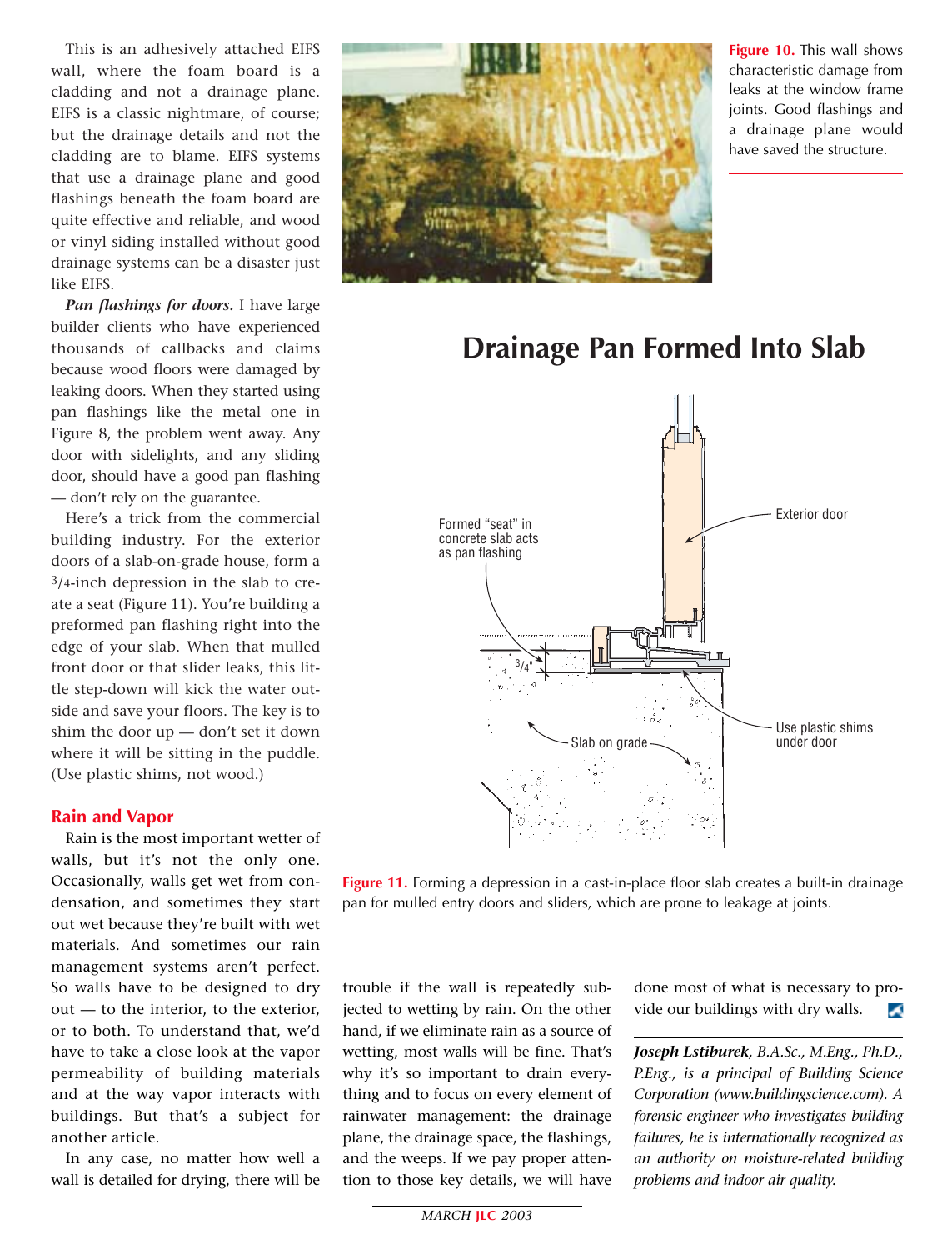This is an adhesively attached EIFS wall, where the foam board is a cladding and not a drainage plane. EIFS is a classic nightmare, of course; but the drainage details and not the cladding are to blame. EIFS systems that use a drainage plane and good flashings beneath the foam board are quite effective and reliable, and wood or vinyl siding installed without good drainage systems can be a disaster just like EIFS.

***Pan flashings for doors.*** I have large builder clients who have experienced thousands of callbacks and claims because wood floors were damaged by leaking doors. When they started using pan flashings like the metal one in Figure 8, the problem went away. Any door with sidelights, and any sliding door, should have a good pan flashing — don't rely on the guarantee.

Here's a trick from the commercial building industry. For the exterior doors of a slab-on-grade house, form a 3/4-inch depression in the slab to create a seat (Figure 11). You're building a preformed pan flashing right into the edge of your slab. When that mulled front door or that slider leaks, this little step-down will kick the water outside and save your floors. The key is to shim the door up — don't set it down where it will be sitting in the puddle. (Use plastic shims, not wood.)

**Figure 10.** This wall shows characteristic damage from leaks at the window frame joints. Good flashings and a drainage plane would have saved the structure.

## Drainage Pan Formed Into Slab

Formed "seat" in concrete slab acts as pan flashing

Exterior door

3/4"

Slab on grade

Use plastic shims under door

**Figure 11.** Forming a depression in a cast-in-place floor slab creates a built-in drainage pan for mulled entry doors and sliders, which are prone to leakage at joints.

## Rain and Vapor

Rain is the most important wetter of walls, but it's not the only one. Occasionally, walls get wet from condensation, and sometimes they start out wet because they're built with wet materials. And sometimes our rain management systems aren't perfect. So walls have to be designed to dry out — to the interior, to the exterior, or to both. To understand that, we'd have to take a close look at the vapor permeability of building materials and at the way vapor interacts with buildings. But that's a subject for another article.

In any case, no matter how well a wall is detailed for drying, there will be trouble if the wall is repeatedly subjected to wetting by rain. On the other hand, if we eliminate rain as a source of wetting, most walls will be fine. That's why it's so important to drain everything and to focus on every element of rainwater management: the drainage plane, the drainage space, the flashings, and the weeps. If we pay proper attention to those key details, we will have done most of what is necessary to provide our buildings with dry walls.

***Joseph Lstiburek****, B.A.Sc., M.Eng., Ph.D., P.Eng., is a principal of Building Science Corporation (www.buildingscience.com). A forensic engineer who investigates building failures, he is internationally recognized as an authority on moisture-related building problems and indoor air quality.*